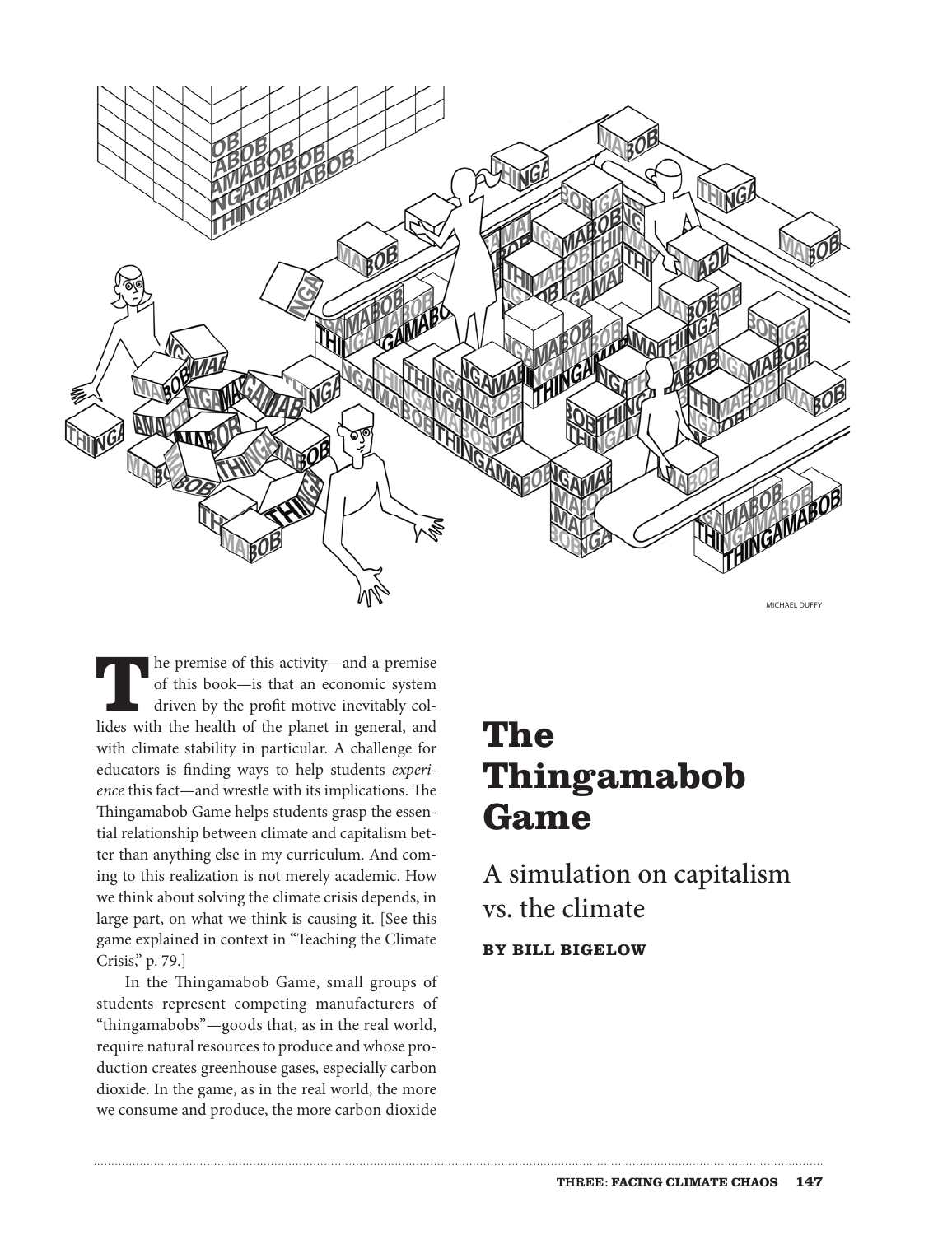MICHAEL DUFFY

# The Thingamabob Game

## A simulation on capitalism vs. the climate

**BY BILL BIGELOW**

The premise of this activity—and a premise of this book—is that an economic system driven by the profit motive inevitably collides with the health of the planet in general, and with climate stability in particular. A challenge for educators is finding ways to help students *experience* this fact—and wrestle with its implications. The Thingamabob Game helps students grasp the essential relationship between climate and capitalism better than anything else in my curriculum. And coming to this realization is not merely academic. How we think about solving the climate crisis depends, in large part, on what we think is causing it. [See this game explained in context in "Teaching the Climate Crisis," p. 79.]

In the Thingamabob Game, small groups of students represent competing manufacturers of "thingamabobs"—goods that, as in the real world, require natural resources to produce and whose production creates greenhouse gases, especially carbon dioxide. In the game, as in the real world, the more we consume and produce, the more carbon dioxide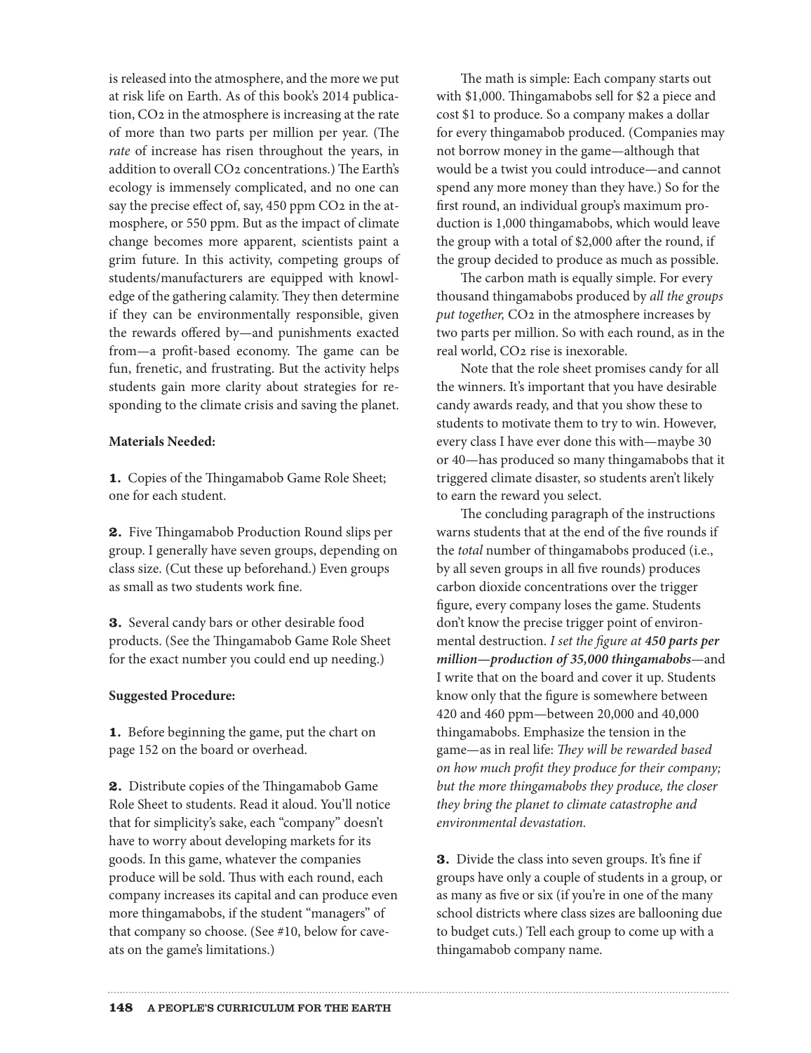is released into the atmosphere, and the more we put at risk life on Earth. As of this book's 2014 publication, $CO_2$ in the atmosphere is increasing at the rate of more than two parts per million per year. (The *rate* of increase has risen throughout the years, in addition to overall $CO_2$ concentrations.) The Earth's ecology is immensely complicated, and no one can say the precise effect of, say, 450 ppm $CO_2$ in the atmosphere, or 550 ppm. But as the impact of climate change becomes more apparent, scientists paint a grim future. In this activity, competing groups of students/manufacturers are equipped with knowledge of the gathering calamity. They then determine if they can be environmentally responsible, given the rewards offered by—and punishments exacted from—a profit-based economy. The game can be fun, frenetic, and frustrating. But the activity helps students gain more clarity about strategies for responding to the climate crisis and saving the planet.

**Materials Needed:**

**1.** Copies of the Thingamabob Game Role Sheet; one for each student.

**2.** Five Thingamabob Production Round slips per group. I generally have seven groups, depending on class size. (Cut these up beforehand.) Even groups as small as two students work fine.

**3.** Several candy bars or other desirable food products. (See the Thingamabob Game Role Sheet for the exact number you could end up needing.)

**Suggested Procedure:**

**1.** Before beginning the game, put the chart on page 152 on the board or overhead.

**2.** Distribute copies of the Thingamabob Game Role Sheet to students. Read it aloud. You'll notice that for simplicity's sake, each "company" doesn't have to worry about developing markets for its goods. In this game, whatever the companies produce will be sold. Thus with each round, each company increases its capital and can produce even more thingamabobs, if the student "managers" of that company so choose. (See #10, below for caveats on the game's limitations.)

The math is simple: Each company starts out with $1,000. Thingamabobs sell for $2 a piece and cost $1 to produce. So a company makes a dollar for every thingamabob produced. (Companies may not borrow money in the game—although that would be a twist you could introduce—and cannot spend any more money than they have.) So for the first round, an individual group's maximum production is 1,000 thingamabobs, which would leave the group with a total of $2,000 after the round, if the group decided to produce as much as possible.

The carbon math is equally simple. For every thousand thingamabobs produced by *all the groups put together,* $CO_2$ in the atmosphere increases by two parts per million. So with each round, as in the real world, $CO_2$ rise is inexorable.

Note that the role sheet promises candy for all the winners. It's important that you have desirable candy awards ready, and that you show these to students to motivate them to try to win. However, every class I have ever done this with—maybe 30 or 40—has produced so many thingamabobs that it triggered climate disaster, so students aren't likely to earn the reward you select.

The concluding paragraph of the instructions warns students that at the end of the five rounds if the *total* number of thingamabobs produced (i.e., by all seven groups in all five rounds) produces carbon dioxide concentrations over the trigger figure, every company loses the game. Students don't know the precise trigger point of environmental destruction. *I set the figure at **450 parts per million—production of 35,000 thingamabobs***—and I write that on the board and cover it up. Students know only that the figure is somewhere between 420 and 460 ppm—between 20,000 and 40,000 thingamabobs. Emphasize the tension in the game—as in real life: *They will be rewarded based on how much profit they produce for their company; but the more thingamabobs they produce, the closer they bring the planet to climate catastrophe and environmental devastation.*

**3.** Divide the class into seven groups. It's fine if groups have only a couple of students in a group, or as many as five or six (if you're in one of the many school districts where class sizes are ballooning due to budget cuts.) Tell each group to come up with a thingamabob company name.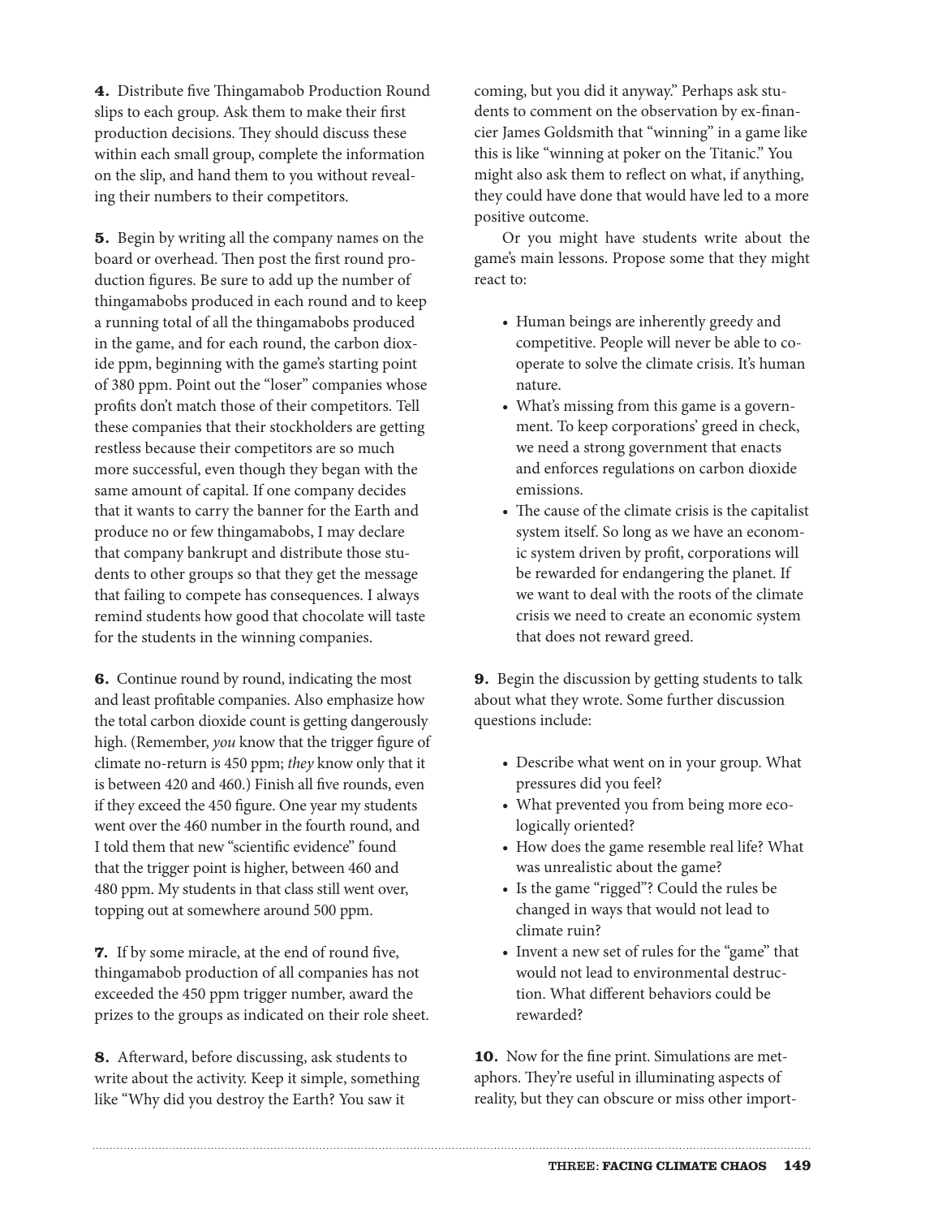**4.** Distribute five Thingamabob Production Round slips to each group. Ask them to make their first production decisions. They should discuss these within each small group, complete the information on the slip, and hand them to you without revealing their numbers to their competitors.

**5.** Begin by writing all the company names on the board or overhead. Then post the first round production figures. Be sure to add up the number of thingamabobs produced in each round and to keep a running total of all the thingamabobs produced in the game, and for each round, the carbon dioxide ppm, beginning with the game's starting point of 380 ppm. Point out the "loser" companies whose profits don't match those of their competitors. Tell these companies that their stockholders are getting restless because their competitors are so much more successful, even though they began with the same amount of capital. If one company decides that it wants to carry the banner for the Earth and produce no or few thingamabobs, I may declare that company bankrupt and distribute those students to other groups so that they get the message that failing to compete has consequences. I always remind students how good that chocolate will taste for the students in the winning companies.

**6.** Continue round by round, indicating the most and least profitable companies. Also emphasize how the total carbon dioxide count is getting dangerously high. (Remember, *you* know that the trigger figure of climate no-return is 450 ppm; *they* know only that it is between 420 and 460.) Finish all five rounds, even if they exceed the 450 figure. One year my students went over the 460 number in the fourth round, and I told them that new "scientific evidence" found that the trigger point is higher, between 460 and 480 ppm. My students in that class still went over, topping out at somewhere around 500 ppm.

**7.** If by some miracle, at the end of round five, thingamabob production of all companies has not exceeded the 450 ppm trigger number, award the prizes to the groups as indicated on their role sheet.

**8.** Afterward, before discussing, ask students to write about the activity. Keep it simple, something like "Why did you destroy the Earth? You saw it coming, but you did it anyway." Perhaps ask students to comment on the observation by ex-financier James Goldsmith that "winning" in a game like this is like "winning at poker on the Titanic." You might also ask them to reflect on what, if anything, they could have done that would have led to a more positive outcome.

Or you might have students write about the game's main lessons. Propose some that they might react to:

- Human beings are inherently greedy and competitive. People will never be able to cooperate to solve the climate crisis. It's human nature.
- What's missing from this game is a government. To keep corporations' greed in check, we need a strong government that enacts and enforces regulations on carbon dioxide emissions.
- The cause of the climate crisis is the capitalist system itself. So long as we have an economic system driven by profit, corporations will be rewarded for endangering the planet. If we want to deal with the roots of the climate crisis we need to create an economic system that does not reward greed.

**9.** Begin the discussion by getting students to talk about what they wrote. Some further discussion questions include:

- Describe what went on in your group. What pressures did you feel?
- What prevented you from being more ecologically oriented?
- How does the game resemble real life? What was unrealistic about the game?
- Is the game "rigged"? Could the rules be changed in ways that would not lead to climate ruin?
- Invent a new set of rules for the "game" that would not lead to environmental destruction. What different behaviors could be rewarded?

**10.** Now for the fine print. Simulations are metaphors. They're useful in illuminating aspects of reality, but they can obscure or miss other import-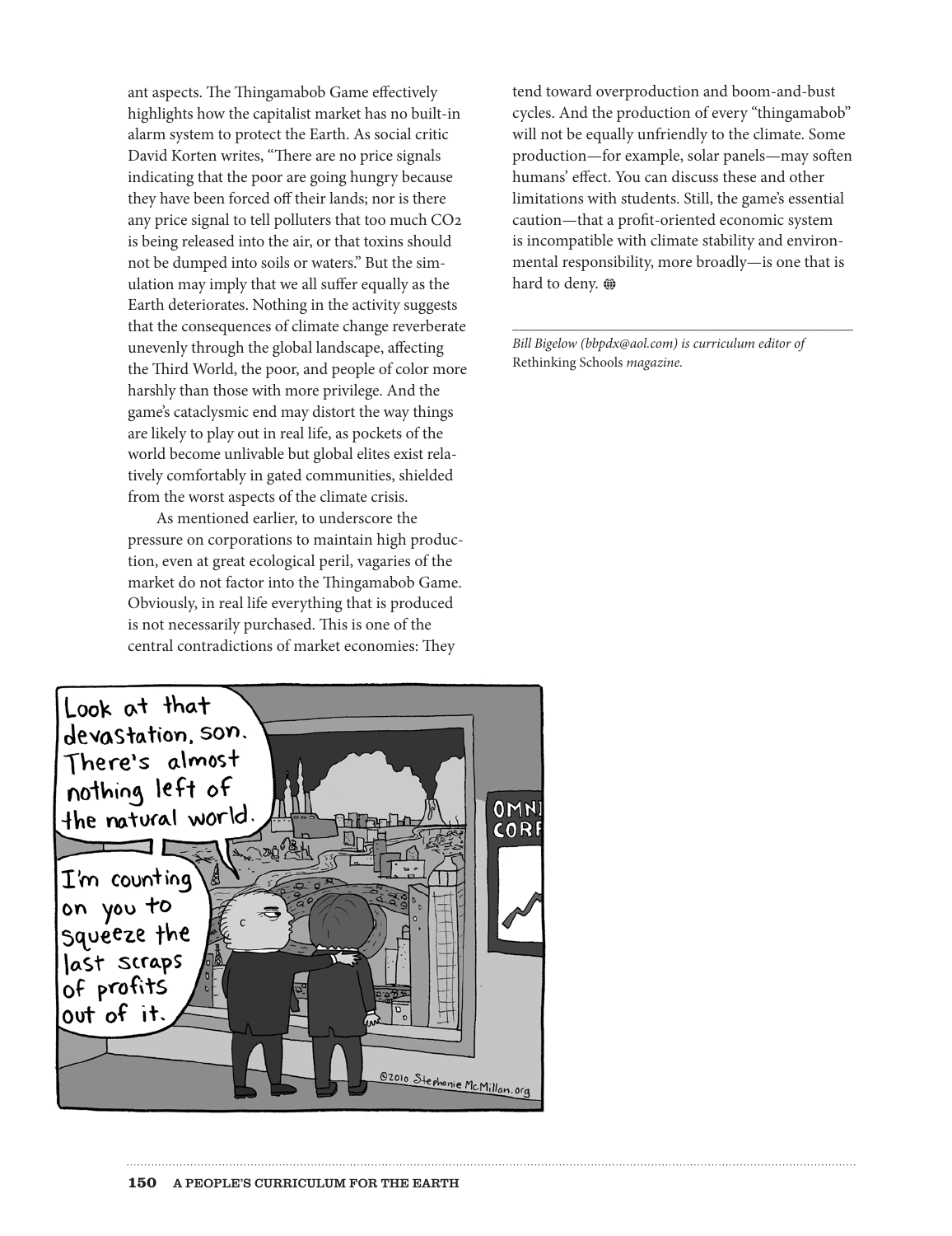ant aspects. The Thingamabob Game effectively highlights how the capitalist market has no built-in alarm system to protect the Earth. As social critic David Korten writes, "There are no price signals indicating that the poor are going hungry because they have been forced off their lands; nor is there any price signal to tell polluters that too much $CO_2$ is being released into the air, or that toxins should not be dumped into soils or waters." But the simulation may imply that we all suffer equally as the Earth deteriorates. Nothing in the activity suggests that the consequences of climate change reverberate unevenly through the global landscape, affecting the Third World, the poor, and people of color more harshly than those with more privilege. And the game's cataclysmic end may distort the way things are likely to play out in real life, as pockets of the world become unlivable but global elites exist relatively comfortably in gated communities, shielded from the worst aspects of the climate crisis.

As mentioned earlier, to underscore the pressure on corporations to maintain high production, even at great ecological peril, vagaries of the market do not factor into the Thingamabob Game. Obviously, in real life everything that is produced is not necessarily purchased. This is one of the central contradictions of market economies: They tend toward overproduction and boom-and-bust cycles. And the production of every "thingamabob" will not be equally unfriendly to the climate. Some production—for example, solar panels—may soften humans' effect. You can discuss these and other limitations with students. Still, the game's essential caution—that a profit-oriented economic system is incompatible with climate stability and environmental responsibility, more broadly—is one that is hard to deny.

---

*Bill Bigelow (bbpdx@aol.com) is curriculum editor of* Rethinking Schools *magazine.*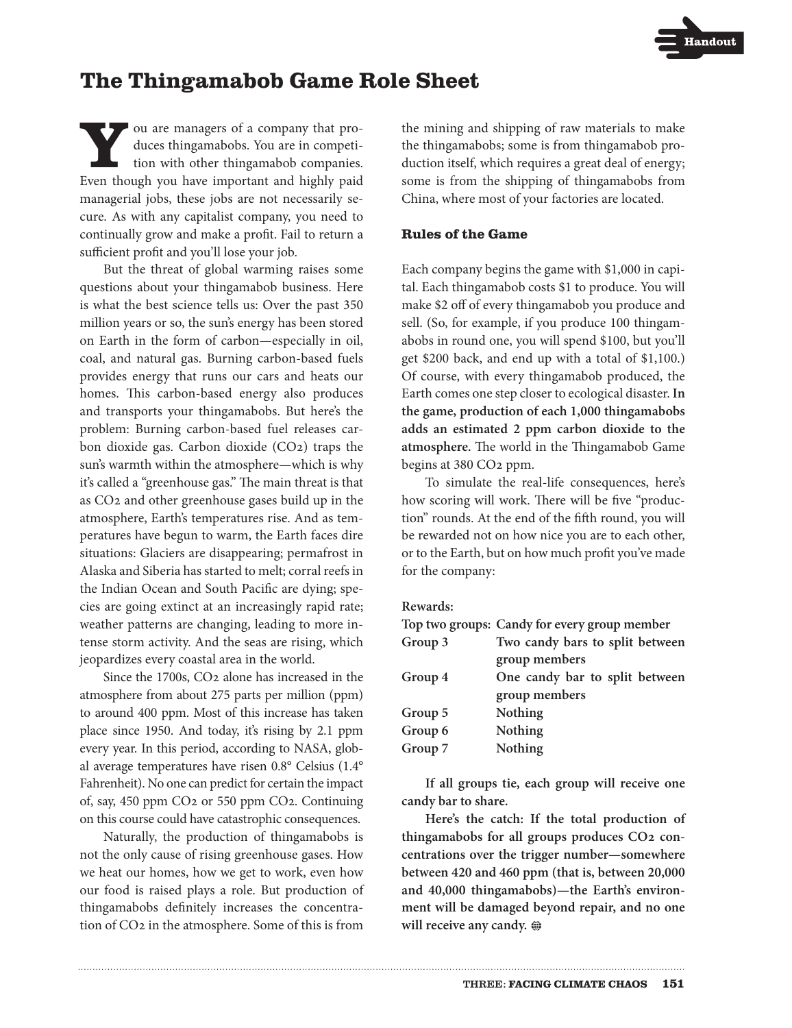Handout

# The Thingamabob Game Role Sheet

You are managers of a company that produces thingamabobs. You are in competition with other thingamabob companies. Even though you have important and highly paid managerial jobs, these jobs are not necessarily secure. As with any capitalist company, you need to continually grow and make a profit. Fail to return a sufficient profit and you'll lose your job.

But the threat of global warming raises some questions about your thingamabob business. Here is what the best science tells us: Over the past 350 million years or so, the sun's energy has been stored on Earth in the form of carbon—especially in oil, coal, and natural gas. Burning carbon-based fuels provides energy that runs our cars and heats our homes. This carbon-based energy also produces and transports your thingamabobs. But here's the problem: Burning carbon-based fuel releases carbon dioxide gas. Carbon dioxide ($CO_2$) traps the sun's warmth within the atmosphere—which is why it's called a "greenhouse gas." The main threat is that as $CO_2$ and other greenhouse gases build up in the atmosphere, Earth's temperatures rise. And as temperatures have begun to warm, the Earth faces dire situations: Glaciers are disappearing; permafrost in Alaska and Siberia has started to melt; corral reefs in the Indian Ocean and South Pacific are dying; species are going extinct at an increasingly rapid rate; weather patterns are changing, leading to more intense storm activity. And the seas are rising, which jeopardizes every coastal area in the world.

Since the 1700s, $CO_2$ alone has increased in the atmosphere from about 275 parts per million (ppm) to around 400 ppm. Most of this increase has taken place since 1950. And today, it's rising by 2.1 ppm every year. In this period, according to NASA, global average temperatures have risen 0.8° Celsius (1.4° Fahrenheit). No one can predict for certain the impact of, say, 450 ppm $CO_2$ or 550 ppm $CO_2$. Continuing on this course could have catastrophic consequences.

Naturally, the production of thingamabobs is not the only cause of rising greenhouse gases. How we heat our homes, how we get to work, even how our food is raised plays a role. But production of thingamabobs definitely increases the concentration of $CO_2$ in the atmosphere. Some of this is from the mining and shipping of raw materials to make the thingamabobs; some is from thingamabob production itself, which requires a great deal of energy; some is from the shipping of thingamabobs from China, where most of your factories are located.

### Rules of the Game

Each company begins the game with $1,000 in capital. Each thingamabob costs $1 to produce. You will make $2 off of every thingamabob you produce and sell. (So, for example, if you produce 100 thingamabobs in round one, you will spend $100, but you'll get $200 back, and end up with a total of $1,100.) Of course, with every thingamabob produced, the Earth comes one step closer to ecological disaster. **In the game, production of each 1,000 thingamabobs adds an estimated 2 ppm carbon dioxide to the atmosphere.** The world in the Thingamabob Game begins at 380 $CO_2$ ppm.

To simulate the real-life consequences, here's how scoring will work. There will be five "production" rounds. At the end of the fifth round, you will be rewarded not on how nice you are to each other, or to the Earth, but on how much profit you've made for the company:

**Rewards:**

| | |
|---|---|
| **Top two groups:** | **Candy for every group member** |
| **Group 3** | **Two candy bars to split between group members** |
| **Group 4** | **One candy bar to split between group members** |
| **Group 5** | **Nothing** |
| **Group 6** | **Nothing** |
| **Group 7** | **Nothing** |

**If all groups tie, each group will receive one candy bar to share.**

**Here's the catch: If the total production of thingamabobs for all groups produces $CO_2$ concentrations over the trigger number—somewhere between 420 and 460 ppm (that is, between 20,000 and 40,000 thingamabobs)—the Earth's environment will be damaged beyond repair, and no one will receive any candy.**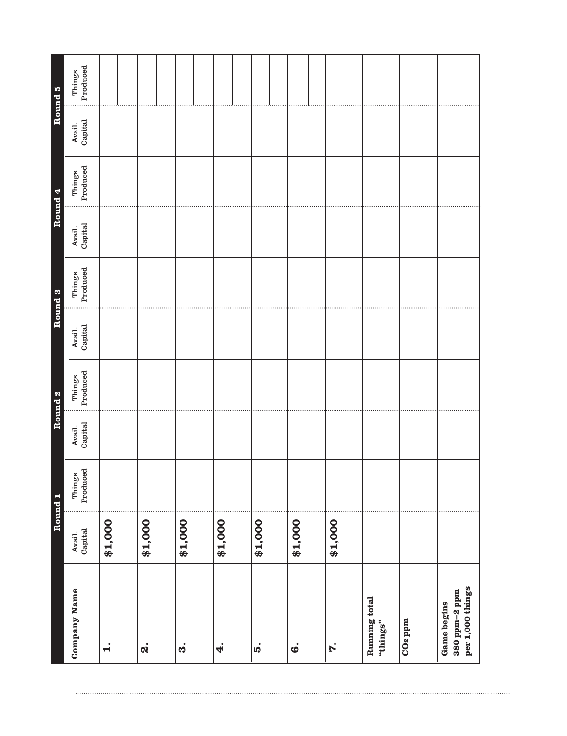| Company Name | Round 1 | | Round 2 | | Round 3 | | Round 4 | | Round 5 | |
|---|---|---|---|---|---|---|---|---|---|---|
| | Avail. Capital | Things Produced | Avail. Capital | Things Produced | Avail. Capital | Things Produced | Avail. Capital | Things Produced | Avail. Capital | Things Produced |
| 1. | $1,000 | | | | | | | | | |
| 2. | $1,000 | | | | | | | | | |
| 3. | $1,000 | | | | | | | | | |
| 4. | $1,000 | | | | | | | | | |
| 5. | $1,000 | | | | | | | | | |
| 6. | $1,000 | | | | | | | | | |
| 7. | $1,000 | | | | | | | | | |
| Running total "things" | | | | | | | | | | |
| $CO_2$ ppm | | | | | | | | | | |
| Game begins 380 ppm–2 ppm per 1,000 things | | | | | | | | | | |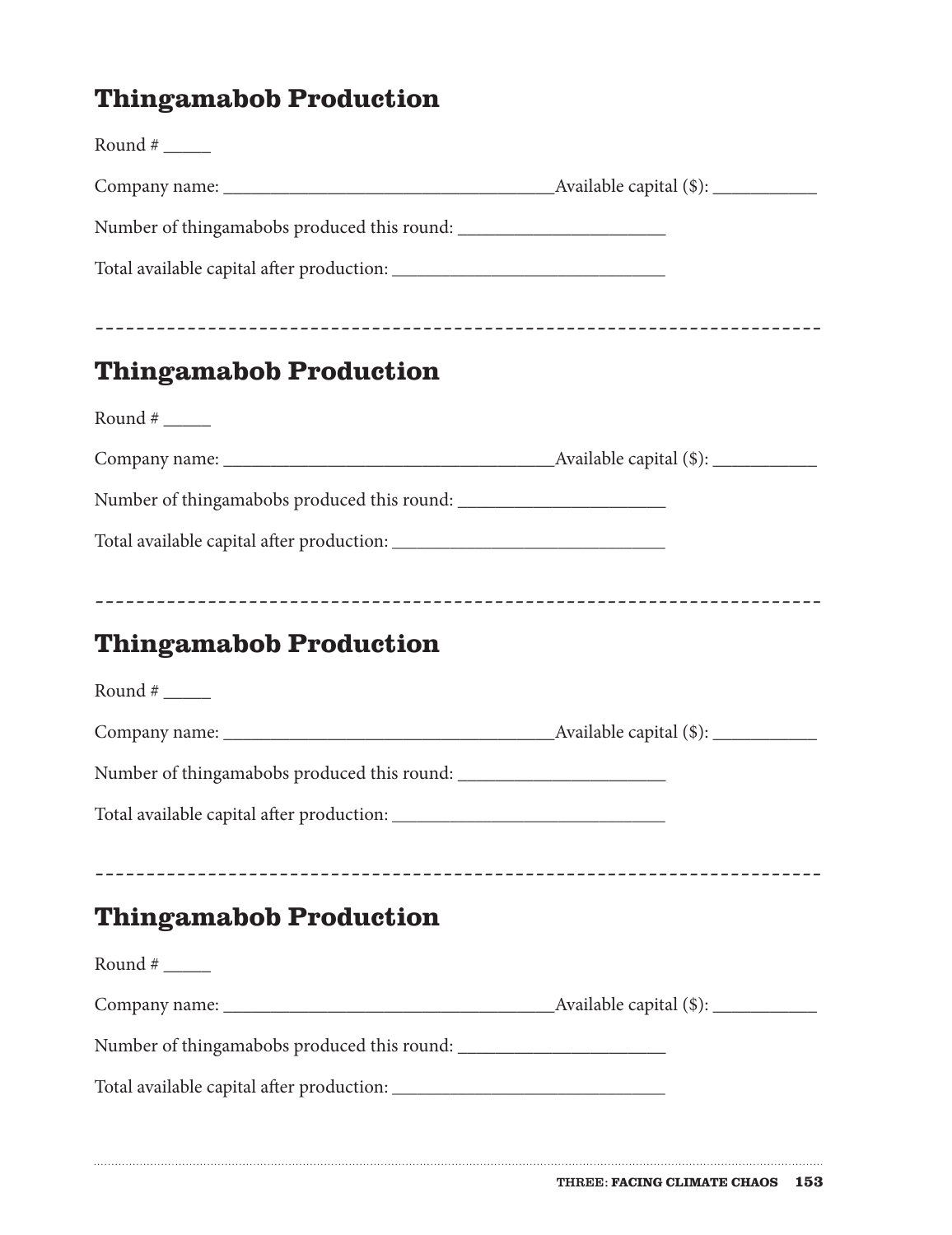## Thingamabob Production

Round # _____

Company name: ___________________________________Available capital ($): ___________

Number of thingamabobs produced this round: ______________________

Total available capital after production: _____________________________

---

## Thingamabob Production

Round # _____

Company name: ___________________________________Available capital ($): ___________

Number of thingamabobs produced this round: ______________________

Total available capital after production: _____________________________

---

## Thingamabob Production

Round # _____

Company name: ___________________________________Available capital ($): ___________

Number of thingamabobs produced this round: ______________________

Total available capital after production: _____________________________

---

## Thingamabob Production

Round # _____

Company name: ___________________________________Available capital ($): ___________

Number of thingamabobs produced this round: ______________________

Total available capital after production: _____________________________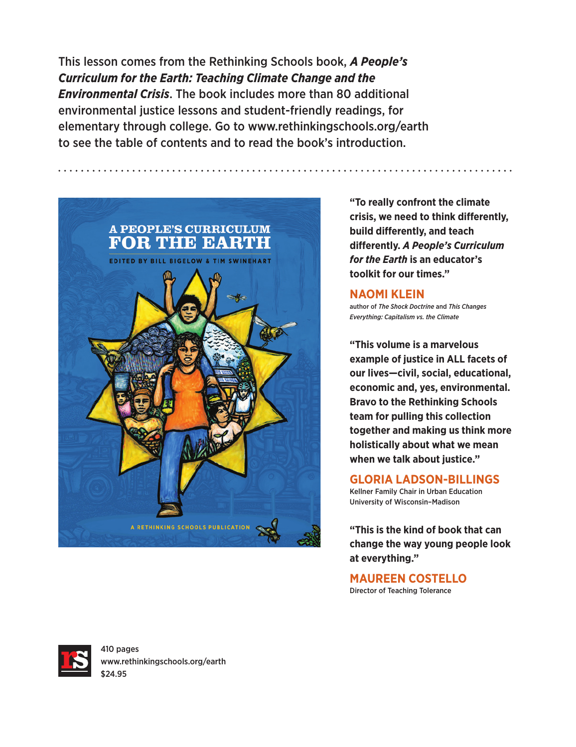This lesson comes from the Rethinking Schools book, ***A People's Curriculum for the Earth: Teaching Climate Change and the Environmental Crisis***. The book includes more than 80 additional environmental justice lessons and student-friendly readings, for elementary through college. Go to www.rethinkingschools.org/earth to see the table of contents and to read the book's introduction.

A PEOPLE'S CURRICULUM FOR THE EARTH

EDITED BY BILL BIGELOW & TIM SWINEHART

A RETHINKING SCHOOLS PUBLICATION

**"To really confront the climate crisis, we need to think differently, build differently, and teach differently. *A People's Curriculum for the Earth* is an educator's toolkit for our times."**

**NAOMI KLEIN**
author of *The Shock Doctrine* and *This Changes Everything: Capitalism vs. the Climate*

**"This volume is a marvelous example of justice in ALL facets of our lives—civil, social, educational, economic and, yes, environmental. Bravo to the Rethinking Schools team for pulling this collection together and making us think more holistically about what we mean when we talk about justice."**

**GLORIA LADSON-BILLINGS**
Kellner Family Chair in Urban Education
University of Wisconsin–Madison

**"This is the kind of book that can change the way young people look at everything."**

**MAUREEN COSTELLO**
Director of Teaching Tolerance

410 pages
www.rethinkingschools.org/earth
$24.95